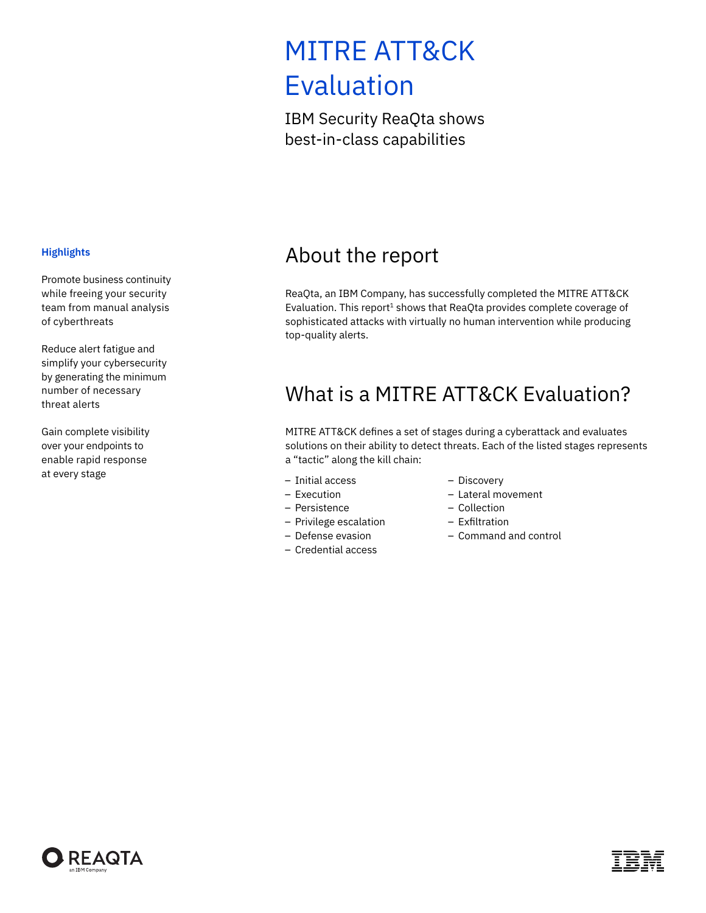# MITRE ATT&CK Evaluation

IBM Security ReaQta shows best-in-class capabilities

**Highlights**

Promote business continuity while freeing your security team from manual analysis of cyberthreats

Reduce alert fatigue and simplify your cybersecurity by generating the minimum number of necessary threat alerts

Gain complete visibility over your endpoints to enable rapid response at every stage

## About the report

ReaQta, an IBM Company, has successfully completed the MITRE ATT&CK Evaluation. This report[1] shows that ReaQta provides complete coverage of sophisticated attacks with virtually no human intervention while producing top-quality alerts.

## What is a MITRE ATT&CK Evaluation?

MITRE ATT&CK defines a set of stages during a cyberattack and evaluates solutions on their ability to detect threats. Each of the listed stages represents a "tactic" along the kill chain:

- Initial access
- Execution
- Persistence
- Privilege escalation
- Defense evasion
- Credential access
- Discovery
- Lateral movement
- Collection
- Exfiltration
- Command and control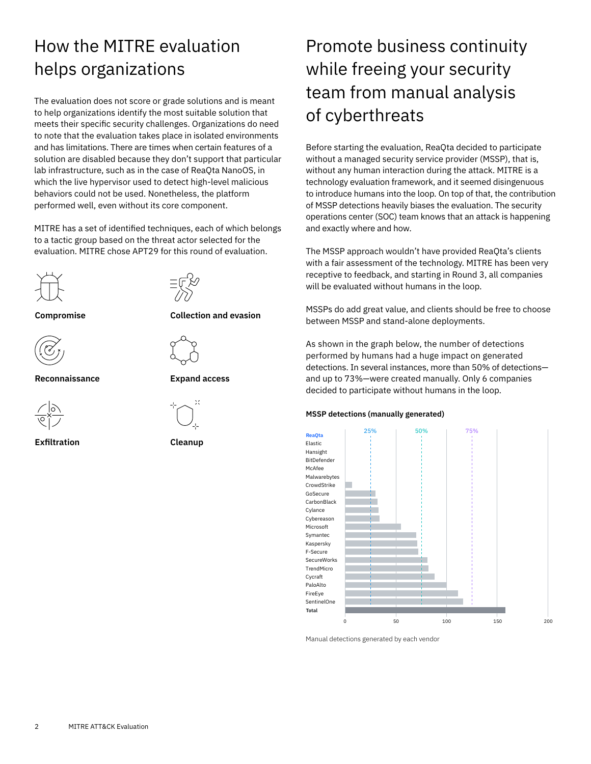# How the MITRE evaluation helps organizations

The evaluation does not score or grade solutions and is meant to help organizations identify the most suitable solution that meets their specific security challenges. Organizations do need to note that the evaluation takes place in isolated environments and has limitations. There are times when certain features of a solution are disabled because they don't support that particular lab infrastructure, such as in the case of ReaQta NanoOS, in which the live hypervisor used to detect high-level malicious behaviors could not be used. Nonetheless, the platform performed well, even without its core component.

MITRE has a set of identified techniques, each of which belongs to a tactic group based on the threat actor selected for the evaluation. MITRE chose APT29 for this round of evaluation.

**Compromise**

**Collection and evasion**

**Reconnaissance**

**Expand access**

**Exfiltration**

**Cleanup**

# Promote business continuity while freeing your security team from manual analysis of cyberthreats

Before starting the evaluation, ReaQta decided to participate without a managed security service provider (MSSP), that is, without any human interaction during the attack. MITRE is a technology evaluation framework, and it seemed disingenuous to introduce humans into the loop. On top of that, the contribution of MSSP detections heavily biases the evaluation. The security operations center (SOC) team knows that an attack is happening and exactly where and how.

The MSSP approach wouldn't have provided ReaQta's clients with a fair assessment of the technology. MITRE has been very receptive to feedback, and starting in Round 3, all companies will be evaluated without humans in the loop.

MSSPs do add great value, and clients should be free to choose between MSSP and stand-alone deployments.

As shown in the graph below, the number of detections performed by humans had a huge impact on generated detections. In several instances, more than 50% of detections—and up to 73%—were created manually. Only 6 companies decided to participate without humans in the loop.

**MSSP detections (manually generated)**

| Vendor | Manual detections (approx.) |
|---|---|
| ReaQta | 0 |
| Elastic | 0 |
| Hansight | 0 |
| BitDefender | 0 |
| McAfee | 0 |
| Malwarebytes | 0 |
| CrowdStrike | 7 |
| GoSecure | 30 |
| CarbonBlack | 32 |
| Cylance | 33 |
| Cybereason | 34 |
| Microsoft | 55 |
| Symantec | 70 |
| Kaspersky | 71 |
| F-Secure | 72 |
| SecureWorks | 81 |
| TrendMicro | 82 |
| Cycraft | 88 |
| PaloAlto | 100 |
| FireEye | 111 |
| SentinelOne | 116 |
| Total | 158 |

Reference lines: 25%, 50%, 75%. Axis: 0, 50, 100, 150, 200.

Manual detections generated by each vendor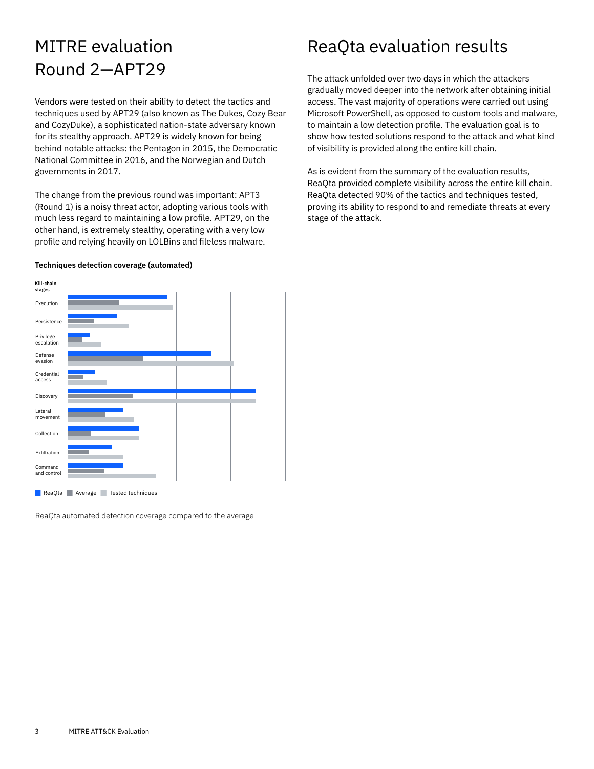# MITRE evaluation Round 2—APT29

Vendors were tested on their ability to detect the tactics and techniques used by APT29 (also known as The Dukes, Cozy Bear and CozyDuke), a sophisticated nation-state adversary known for its stealthy approach. APT29 is widely known for being behind notable attacks: the Pentagon in 2015, the Democratic National Committee in 2016, and the Norwegian and Dutch governments in 2017.

The change from the previous round was important: APT3 (Round 1) is a noisy threat actor, adopting various tools with much less regard to maintaining a low profile. APT29, on the other hand, is extremely stealthy, operating with a very low profile and relying heavily on LOLBins and fileless malware.

**Techniques detection coverage (automated)**

Kill-chain stages: Execution, Persistence, Privilege escalation, Defense evasion, Credential access, Discovery, Lateral movement, Collection, Exfiltration, Command and control

ReaQta | Average | Tested techniques

ReaQta automated detection coverage compared to the average

# ReaQta evaluation results

The attack unfolded over two days in which the attackers gradually moved deeper into the network after obtaining initial access. The vast majority of operations were carried out using Microsoft PowerShell, as opposed to custom tools and malware, to maintain a low detection profile. The evaluation goal is to show how tested solutions respond to the attack and what kind of visibility is provided along the entire kill chain.

As is evident from the summary of the evaluation results, ReaQta provided complete visibility across the entire kill chain. ReaQta detected 90% of the tactics and techniques tested, proving its ability to respond to and remediate threats at every stage of the attack.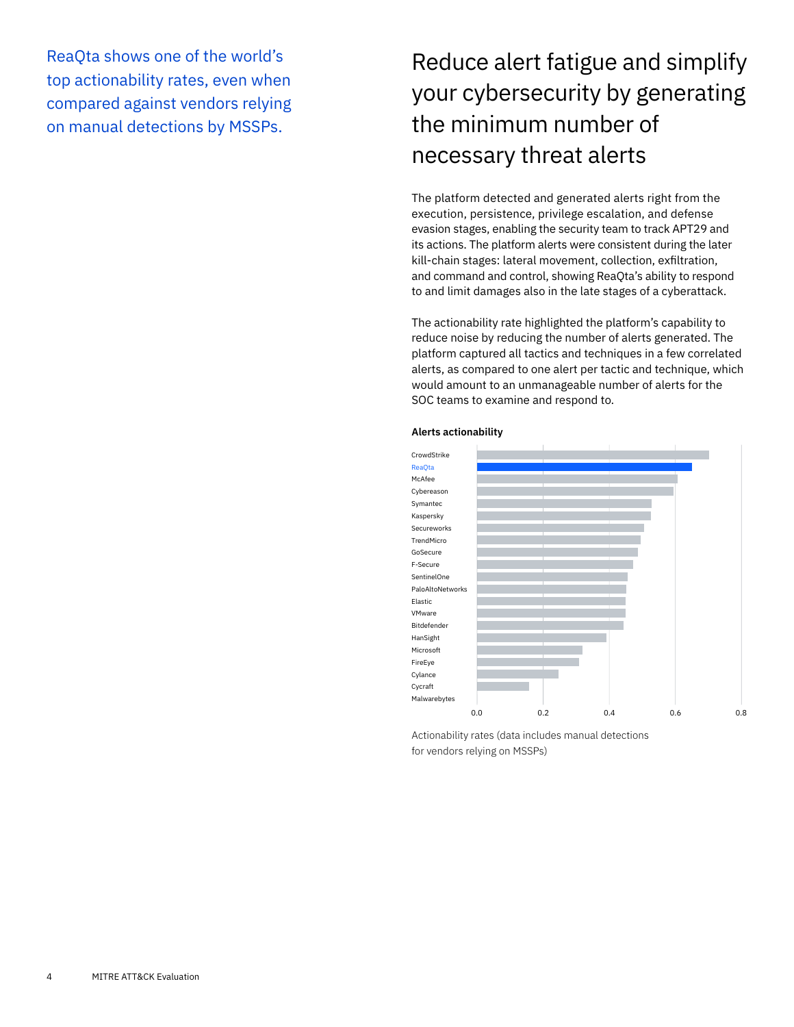ReaQta shows one of the world's top actionability rates, even when compared against vendors relying on manual detections by MSSPs.

# Reduce alert fatigue and simplify your cybersecurity by generating the minimum number of necessary threat alerts

The platform detected and generated alerts right from the execution, persistence, privilege escalation, and defense evasion stages, enabling the security team to track APT29 and its actions. The platform alerts were consistent during the later kill-chain stages: lateral movement, collection, exfiltration, and command and control, showing ReaQta's ability to respond to and limit damages also in the late stages of a cyberattack.

The actionability rate highlighted the platform's capability to reduce noise by reducing the number of alerts generated. The platform captured all tactics and techniques in a few correlated alerts, as compared to one alert per tactic and technique, which would amount to an unmanageable number of alerts for the SOC teams to examine and respond to.

**Alerts actionability**

| Vendor |
|---|
| CrowdStrike |
| ReaQta |
| McAfee |
| Cybereason |
| Symantec |
| Kaspersky |
| Secureworks |
| TrendMicro |
| GoSecure |
| F-Secure |
| SentinelOne |
| PaloAltoNetworks |
| Elastic |
| VMware |
| Bitdefender |
| HanSight |
| Microsoft |
| FireEye |
| Cylance |
| Cycraft |
| Malwarebytes |

Actionability rates (data includes manual detections for vendors relying on MSSPs)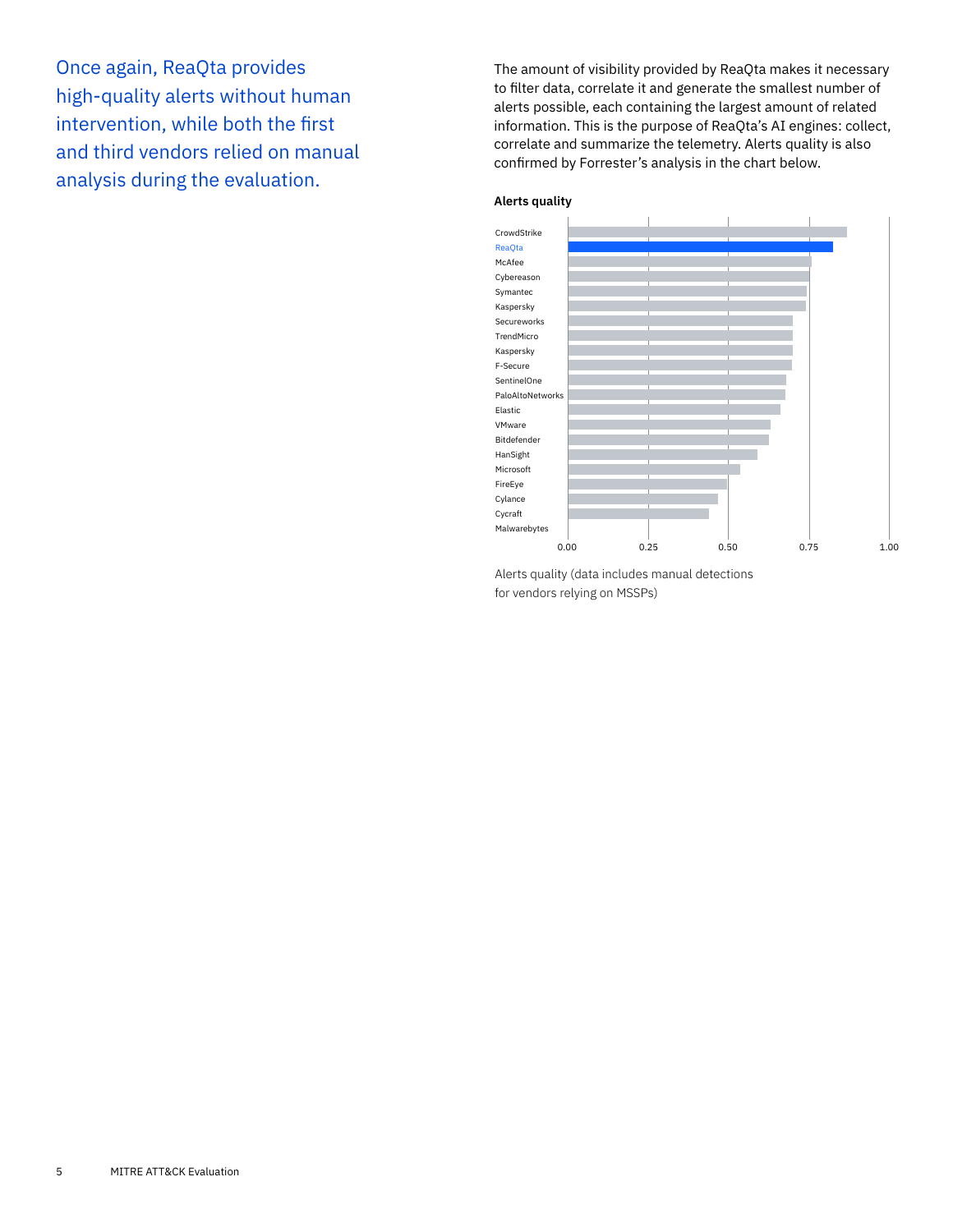Once again, ReaQta provides high-quality alerts without human intervention, while both the first and third vendors relied on manual analysis during the evaluation.

The amount of visibility provided by ReaQta makes it necessary to filter data, correlate it and generate the smallest number of alerts possible, each containing the largest amount of related information. This is the purpose of ReaQta's AI engines: collect, correlate and summarize the telemetry. Alerts quality is also confirmed by Forrester's analysis in the chart below.

**Alerts quality**

CrowdStrike
ReaQta
McAfee
Cybereason
Symantec
Kaspersky
Secureworks
TrendMicro
Kaspersky
F-Secure
SentinelOne
PaloAltoNetworks
Elastic
VMware
Bitdefender
HanSight
Microsoft
FireEye
Cylance
Cycraft
Malwarebytes

0.00 0.25 0.50 0.75 1.00

Alerts quality (data includes manual detections for vendors relying on MSSPs)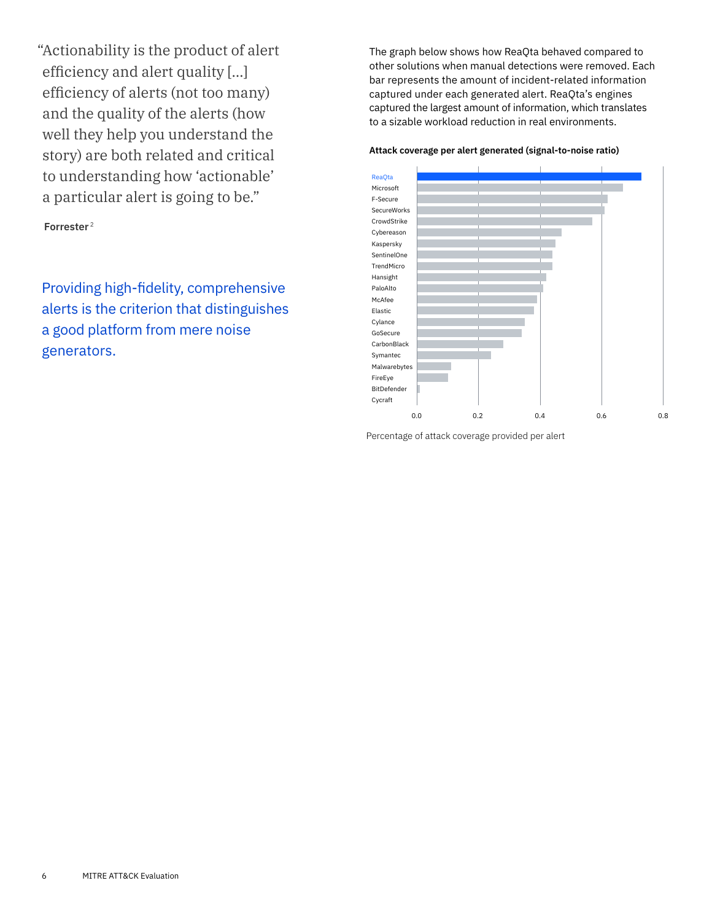"Actionability is the product of alert efficiency and alert quality [...] efficiency of alerts (not too many) and the quality of the alerts (how well they help you understand the story) are both related and critical to understanding how 'actionable' a particular alert is going to be."

**Forrester**[2]

Providing high-fidelity, comprehensive alerts is the criterion that distinguishes a good platform from mere noise generators.

The graph below shows how ReaQta behaved compared to other solutions when manual detections were removed. Each bar represents the amount of incident-related information captured under each generated alert. ReaQta's engines captured the largest amount of information, which translates to a sizable workload reduction in real environments.

**Attack coverage per alert generated (signal-to-noise ratio)**

ReaQta
Microsoft
F-Secure
SecureWorks
CrowdStrike
Cybereason
Kaspersky
SentinelOne
TrendMicro
Hansight
PaloAlto
McAfee
Elastic
Cylance
GoSecure
CarbonBlack
Symantec
Malwarebytes
FireEye
BitDefender
Cycraft

0.0 0.2 0.4 0.6 0.8

Percentage of attack coverage provided per alert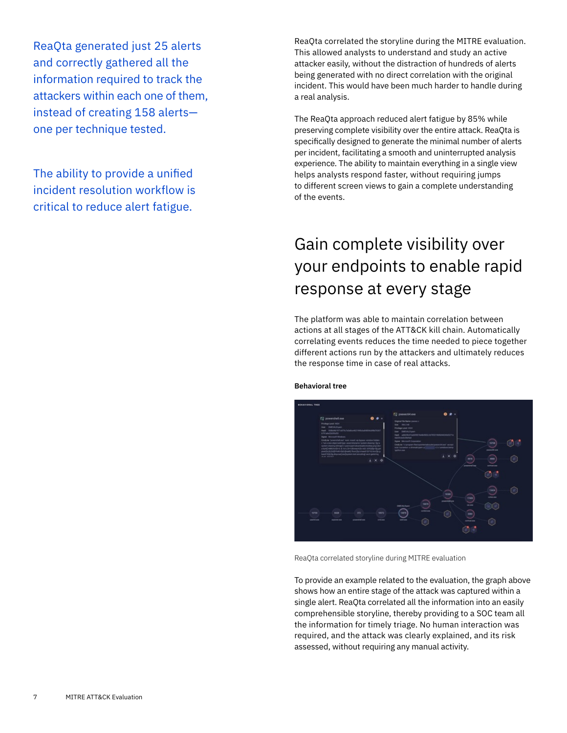ReaQta generated just 25 alerts and correctly gathered all the information required to track the attackers within each one of them, instead of creating 158 alerts—one per technique tested.

The ability to provide a unified incident resolution workflow is critical to reduce alert fatigue.

ReaQta correlated the storyline during the MITRE evaluation. This allowed analysts to understand and study an active attacker easily, without the distraction of hundreds of alerts being generated with no direct correlation with the original incident. This would have been much harder to handle during a real analysis.

The ReaQta approach reduced alert fatigue by 85% while preserving complete visibility over the entire attack. ReaQta is specifically designed to generate the minimal number of alerts per incident, facilitating a smooth and uninterrupted analysis experience. The ability to maintain everything in a single view helps analysts respond faster, without requiring jumps to different screen views to gain a complete understanding of the events.

## Gain complete visibility over your endpoints to enable rapid response at every stage

The platform was able to maintain correlation between actions at all stages of the ATT&CK kill chain. Automatically correlating events reduces the time needed to piece together different actions run by the attackers and ultimately reduces the response time in case of real attacks.

**Behavioral tree**

ReaQta correlated storyline during MITRE evaluation

To provide an example related to the evaluation, the graph above shows how an entire stage of the attack was captured within a single alert. ReaQta correlated all the information into an easily comprehensible storyline, thereby providing to a SOC team all the information for timely triage. No human interaction was required, and the attack was clearly explained, and its risk assessed, without requiring any manual activity.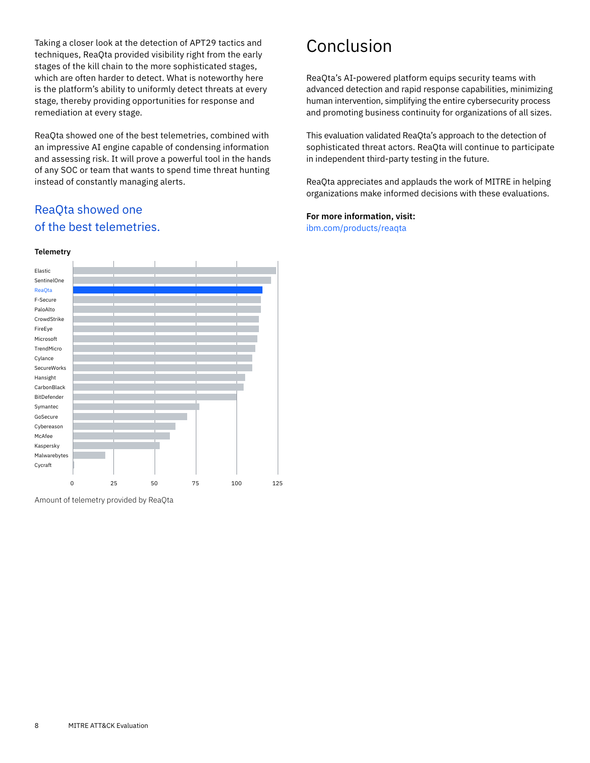Taking a closer look at the detection of APT29 tactics and techniques, ReaQta provided visibility right from the early stages of the kill chain to the more sophisticated stages, which are often harder to detect. What is noteworthy here is the platform's ability to uniformly detect threats at every stage, thereby providing opportunities for response and remediation at every stage.

ReaQta showed one of the best telemetries, combined with an impressive AI engine capable of condensing information and assessing risk. It will prove a powerful tool in the hands of any SOC or team that wants to spend time threat hunting instead of constantly managing alerts.

ReaQta showed one of the best telemetries.

**Telemetry**

Elastic
SentinelOne
ReaQta
F-Secure
PaloAlto
CrowdStrike
FireEye
Microsoft
TrendMicro
Cylance
SecureWorks
Hansight
CarbonBlack
BitDefender
Symantec
GoSecure
Cybereason
McAfee
Kaspersky
Malwarebytes
Cycraft

0 25 50 75 100 125

Amount of telemetry provided by ReaQta

# Conclusion

ReaQta's AI-powered platform equips security teams with advanced detection and rapid response capabilities, minimizing human intervention, simplifying the entire cybersecurity process and promoting business continuity for organizations of all sizes.

This evaluation validated ReaQta's approach to the detection of sophisticated threat actors. ReaQta will continue to participate in independent third-party testing in the future.

ReaQta appreciates and applauds the work of MITRE in helping organizations make informed decisions with these evaluations.

**For more information, visit:**
ibm.com/products/reaqta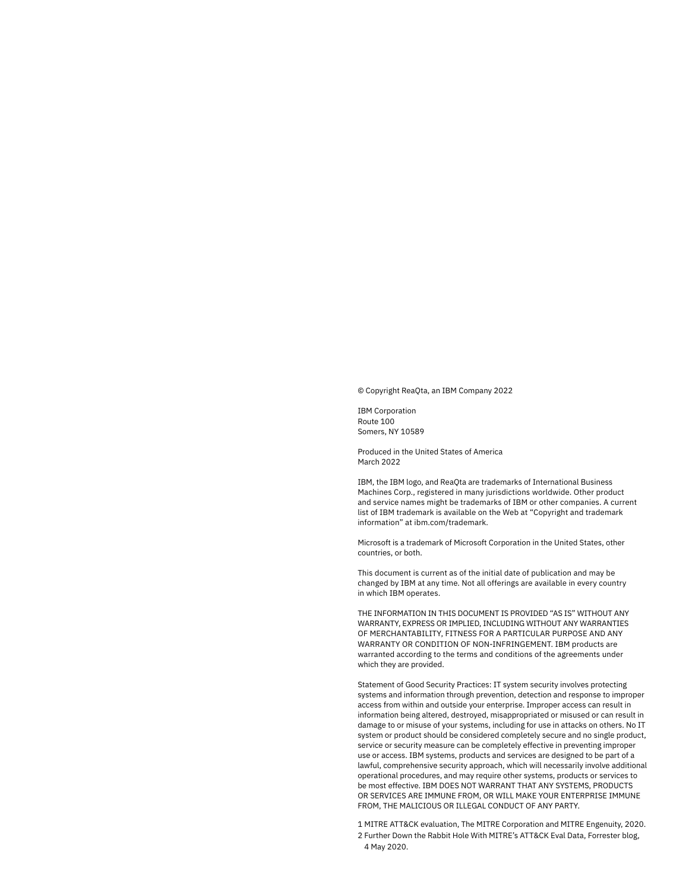© Copyright ReaQta, an IBM Company 2022

IBM Corporation
Route 100
Somers, NY 10589

Produced in the United States of America
March 2022

IBM, the IBM logo, and ReaQta are trademarks of International Business Machines Corp., registered in many jurisdictions worldwide. Other product and service names might be trademarks of IBM or other companies. A current list of IBM trademark is available on the Web at “Copyright and trademark information” at ibm.com/trademark.

Microsoft is a trademark of Microsoft Corporation in the United States, other countries, or both.

This document is current as of the initial date of publication and may be changed by IBM at any time. Not all offerings are available in every country in which IBM operates.

THE INFORMATION IN THIS DOCUMENT IS PROVIDED “AS IS” WITHOUT ANY WARRANTY, EXPRESS OR IMPLIED, INCLUDING WITHOUT ANY WARRANTIES OF MERCHANTABILITY, FITNESS FOR A PARTICULAR PURPOSE AND ANY WARRANTY OR CONDITION OF NON-INFRINGEMENT. IBM products are warranted according to the terms and conditions of the agreements under which they are provided.

Statement of Good Security Practices: IT system security involves protecting systems and information through prevention, detection and response to improper access from within and outside your enterprise. Improper access can result in information being altered, destroyed, misappropriated or misused or can result in damage to or misuse of your systems, including for use in attacks on others. No IT system or product should be considered completely secure and no single product, service or security measure can be completely effective in preventing improper use or access. IBM systems, products and services are designed to be part of a lawful, comprehensive security approach, which will necessarily involve additional operational procedures, and may require other systems, products or services to be most effective. IBM DOES NOT WARRANT THAT ANY SYSTEMS, PRODUCTS OR SERVICES ARE IMMUNE FROM, OR WILL MAKE YOUR ENTERPRISE IMMUNE FROM, THE MALICIOUS OR ILLEGAL CONDUCT OF ANY PARTY.

1 MITRE ATT&CK evaluation, The MITRE Corporation and MITRE Engenuity, 2020.
2 Further Down the Rabbit Hole With MITRE’s ATT&CK Eval Data, Forrester blog, 4 May 2020.